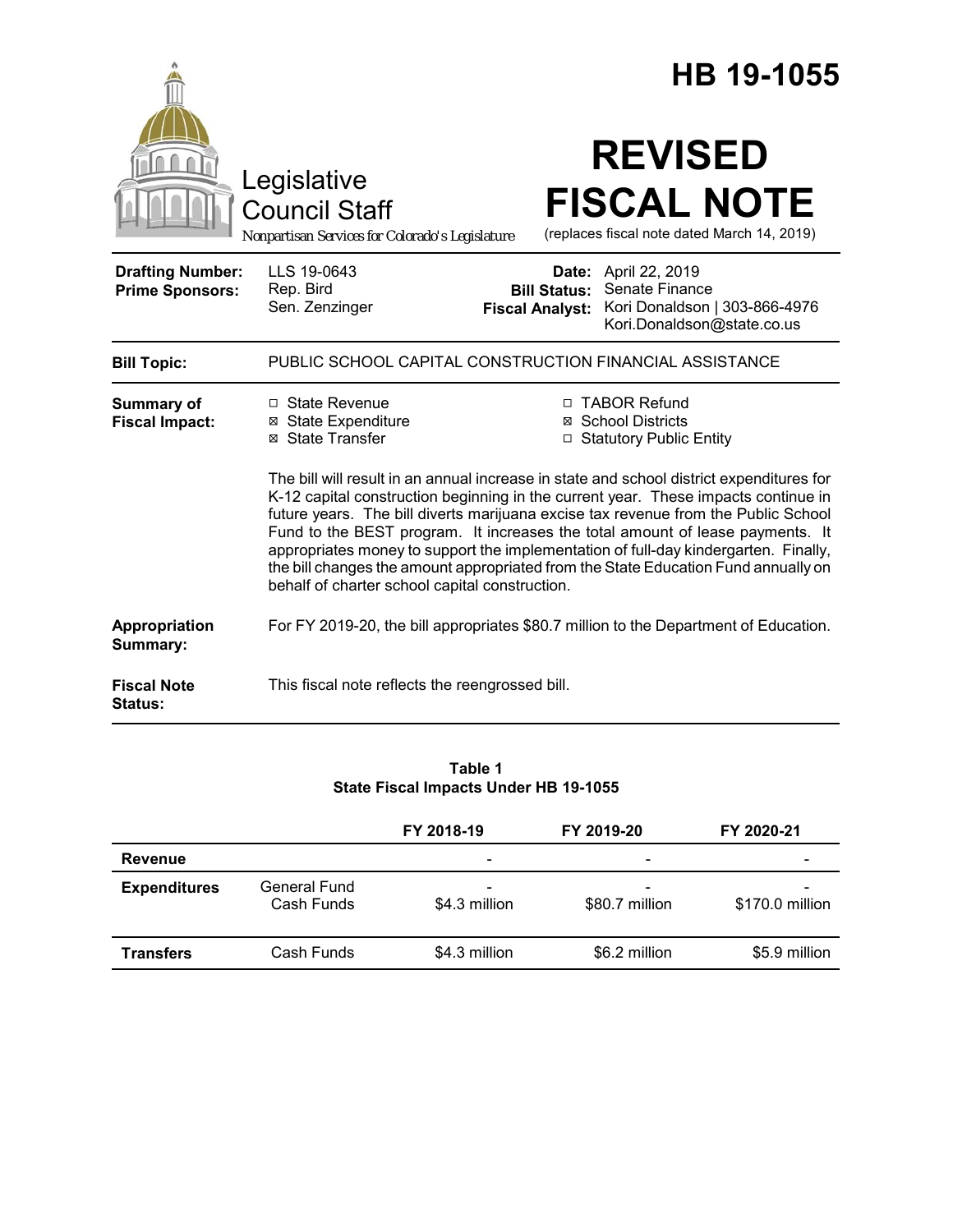# HB 19-1055

Legislative Council Staff

*Nonpartisan Services for Colorado's Legislature*

# REVISED FISCAL NOTE

(replaces fiscal note dated March 14, 2019)

| | | | |
|---|---|---|---|
| **Drafting Number:** | LLS 19-0643 | **Date:** | April 22, 2019 |
| **Prime Sponsors:** | Rep. Bird<br>Sen. Zenzinger | **Bill Status:** | Senate Finance |
| | | **Fiscal Analyst:** | Kori Donaldson \| 303-866-4976<br>Kori.Donaldson@state.co.us |

**Bill Topic:** PUBLIC SCHOOL CAPITAL CONSTRUCTION FINANCIAL ASSISTANCE

**Summary of Fiscal Impact:**

- ☐ State Revenue
- ☒ State Expenditure
- ☒ State Transfer
- ☐ TABOR Refund
- ☒ School Districts
- ☐ Statutory Public Entity

The bill will result in an annual increase in state and school district expenditures for K-12 capital construction beginning in the current year. These impacts continue in future years. The bill diverts marijuana excise tax revenue from the Public School Fund to the BEST program. It increases the total amount of lease payments. It appropriates money to support the implementation of full-day kindergarten. Finally, the bill changes the amount appropriated from the State Education Fund annually on behalf of charter school capital construction.

**Appropriation Summary:** For FY 2019-20, the bill appropriates $80.7 million to the Department of Education.

**Fiscal Note Status:** This fiscal note reflects the reengrossed bill.

**Table 1**
**State Fiscal Impacts Under HB 19-1055**

| | | FY 2018-19 | FY 2019-20 | FY 2020-21 |
|---|---|---|---|---|
| **Revenue** | | - | - | - |
| **Expenditures** | General Fund | - | - | - |
| | Cash Funds | $4.3 million | $80.7 million | $170.0 million |
| **Transfers** | Cash Funds | $4.3 million | $6.2 million | $5.9 million |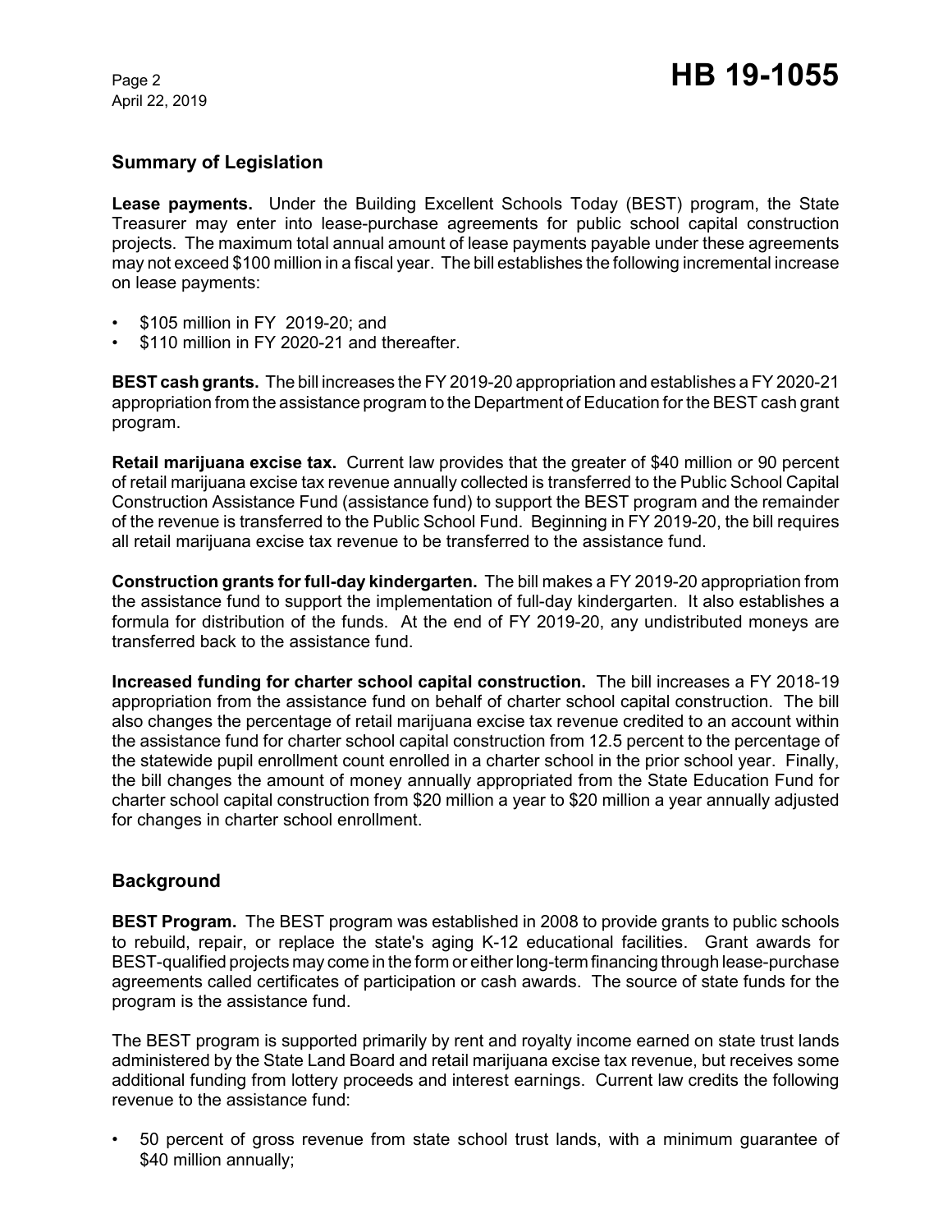## Summary of Legislation

**Lease payments.** Under the Building Excellent Schools Today (BEST) program, the State Treasurer may enter into lease-purchase agreements for public school capital construction projects. The maximum total annual amount of lease payments payable under these agreements may not exceed $100 million in a fiscal year. The bill establishes the following incremental increase on lease payments:

- $105 million in FY 2019-20; and
- $110 million in FY 2020-21 and thereafter.

**BEST cash grants.** The bill increases the FY 2019-20 appropriation and establishes a FY 2020-21 appropriation from the assistance program to the Department of Education for the BEST cash grant program.

**Retail marijuana excise tax.** Current law provides that the greater of $40 million or 90 percent of retail marijuana excise tax revenue annually collected is transferred to the Public School Capital Construction Assistance Fund (assistance fund) to support the BEST program and the remainder of the revenue is transferred to the Public School Fund. Beginning in FY 2019-20, the bill requires all retail marijuana excise tax revenue to be transferred to the assistance fund.

**Construction grants for full-day kindergarten.** The bill makes a FY 2019-20 appropriation from the assistance fund to support the implementation of full-day kindergarten. It also establishes a formula for distribution of the funds. At the end of FY 2019-20, any undistributed moneys are transferred back to the assistance fund.

**Increased funding for charter school capital construction.** The bill increases a FY 2018-19 appropriation from the assistance fund on behalf of charter school capital construction. The bill also changes the percentage of retail marijuana excise tax revenue credited to an account within the assistance fund for charter school capital construction from 12.5 percent to the percentage of the statewide pupil enrollment count enrolled in a charter school in the prior school year. Finally, the bill changes the amount of money annually appropriated from the State Education Fund for charter school capital construction from $20 million a year to $20 million a year annually adjusted for changes in charter school enrollment.

## Background

**BEST Program.** The BEST program was established in 2008 to provide grants to public schools to rebuild, repair, or replace the state's aging K-12 educational facilities. Grant awards for BEST-qualified projects may come in the form or either long-term financing through lease-purchase agreements called certificates of participation or cash awards. The source of state funds for the program is the assistance fund.

The BEST program is supported primarily by rent and royalty income earned on state trust lands administered by the State Land Board and retail marijuana excise tax revenue, but receives some additional funding from lottery proceeds and interest earnings. Current law credits the following revenue to the assistance fund:

- 50 percent of gross revenue from state school trust lands, with a minimum guarantee of $40 million annually;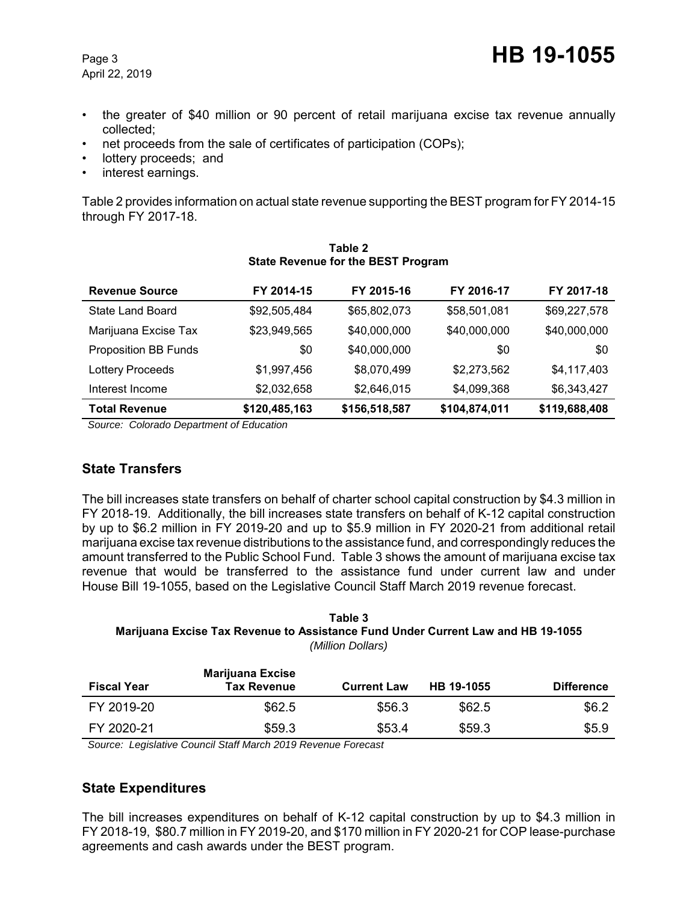- the greater of $40 million or 90 percent of retail marijuana excise tax revenue annually collected;
- net proceeds from the sale of certificates of participation (COPs);
- lottery proceeds; and
- interest earnings.

Table 2 provides information on actual state revenue supporting the BEST program for FY 2014-15 through FY 2017-18.

**Table 2**
**State Revenue for the BEST Program**

| Revenue Source | FY 2014-15 | FY 2015-16 | FY 2016-17 | FY 2017-18 |
|---|---|---|---|---|
| State Land Board | $92,505,484 | $65,802,073 | $58,501,081 | $69,227,578 |
| Marijuana Excise Tax | $23,949,565 | $40,000,000 | $40,000,000 | $40,000,000 |
| Proposition BB Funds | $0 | $40,000,000 | $0 | $0 |
| Lottery Proceeds | $1,997,456 | $8,070,499 | $2,273,562 | $4,117,403 |
| Interest Income | $2,032,658 | $2,646,015 | $4,099,368 | $6,343,427 |
| **Total Revenue** | **$120,485,163** | **$156,518,587** | **$104,874,011** | **$119,688,408** |

*Source: Colorado Department of Education*

## State Transfers

The bill increases state transfers on behalf of charter school capital construction by $4.3 million in FY 2018-19. Additionally, the bill increases state transfers on behalf of K-12 capital construction by up to $6.2 million in FY 2019-20 and up to $5.9 million in FY 2020-21 from additional retail marijuana excise tax revenue distributions to the assistance fund, and correspondingly reduces the amount transferred to the Public School Fund. Table 3 shows the amount of marijuana excise tax revenue that would be transferred to the assistance fund under current law and under House Bill 19-1055, based on the Legislative Council Staff March 2019 revenue forecast.

**Table 3**
**Marijuana Excise Tax Revenue to Assistance Fund Under Current Law and HB 19-1055**
*(Million Dollars)*

| Fiscal Year | Marijuana Excise Tax Revenue | Current Law | HB 19-1055 | Difference |
|---|---|---|---|---|
| FY 2019-20 | $62.5 | $56.3 | $62.5 | $6.2 |
| FY 2020-21 | $59.3 | $53.4 | $59.3 | $5.9 |

*Source: Legislative Council Staff March 2019 Revenue Forecast*

## State Expenditures

The bill increases expenditures on behalf of K-12 capital construction by up to $4.3 million in FY 2018-19, $80.7 million in FY 2019-20, and $170 million in FY 2020-21 for COP lease-purchase agreements and cash awards under the BEST program.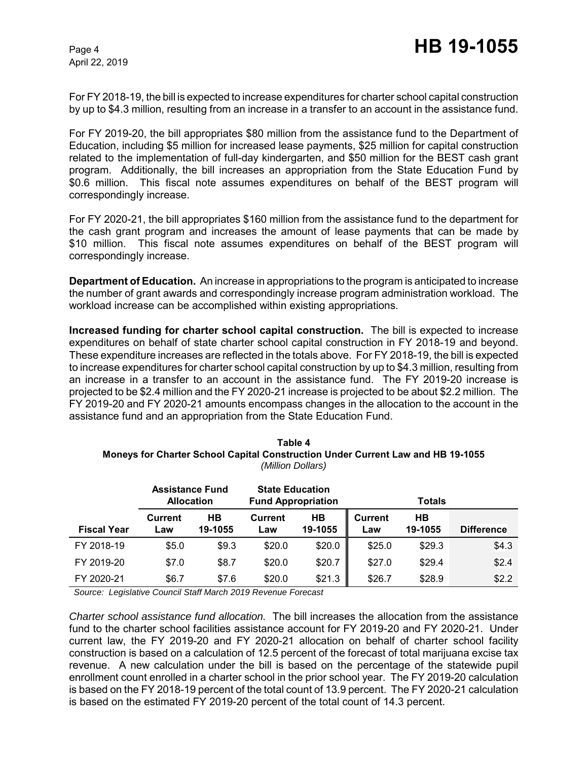For FY 2018-19, the bill is expected to increase expenditures for charter school capital construction by up to $4.3 million, resulting from an increase in a transfer to an account in the assistance fund.

For FY 2019-20, the bill appropriates $80 million from the assistance fund to the Department of Education, including $5 million for increased lease payments, $25 million for capital construction related to the implementation of full-day kindergarten, and $50 million for the BEST cash grant program. Additionally, the bill increases an appropriation from the State Education Fund by $0.6 million. This fiscal note assumes expenditures on behalf of the BEST program will correspondingly increase.

For FY 2020-21, the bill appropriates $160 million from the assistance fund to the department for the cash grant program and increases the amount of lease payments that can be made by $10 million. This fiscal note assumes expenditures on behalf of the BEST program will correspondingly increase.

**Department of Education.** An increase in appropriations to the program is anticipated to increase the number of grant awards and correspondingly increase program administration workload. The workload increase can be accomplished within existing appropriations.

**Increased funding for charter school capital construction.** The bill is expected to increase expenditures on behalf of state charter school capital construction in FY 2018-19 and beyond. These expenditure increases are reflected in the totals above. For FY 2018-19, the bill is expected to increase expenditures for charter school capital construction by up to $4.3 million, resulting from an increase in a transfer to an account in the assistance fund. The FY 2019-20 increase is projected to be $2.4 million and the FY 2020-21 increase is projected to be about $2.2 million. The FY 2019-20 and FY 2020-21 amounts encompass changes in the allocation to the account in the assistance fund and an appropriation from the State Education Fund.

**Table 4**
**Moneys for Charter School Capital Construction Under Current Law and HB 19-1055**
*(Million Dollars)*

| | Assistance Fund Allocation | | State Education Fund Appropriation | | Totals | | |
|---|---|---|---|---|---|---|---|
| **Fiscal Year** | **Current Law** | **HB 19-1055** | **Current Law** | **HB 19-1055** | **Current Law** | **HB 19-1055** | **Difference** |
| FY 2018-19 | $5.0 | $9.3 | $20.0 | $20.0 | $25.0 | $29.3 | $4.3 |
| FY 2019-20 | $7.0 | $8.7 | $20.0 | $20.7 | $27.0 | $29.4 | $2.4 |
| FY 2020-21 | $6.7 | $7.6 | $20.0 | $21.3 | $26.7 | $28.9 | $2.2 |

*Source: Legislative Council Staff March 2019 Revenue Forecast*

*Charter school assistance fund allocation.* The bill increases the allocation from the assistance fund to the charter school facilities assistance account for FY 2019-20 and FY 2020-21. Under current law, the FY 2019-20 and FY 2020-21 allocation on behalf of charter school facility construction is based on a calculation of 12.5 percent of the forecast of total marijuana excise tax revenue. A new calculation under the bill is based on the percentage of the statewide pupil enrollment count enrolled in a charter school in the prior school year. The FY 2019-20 calculation is based on the FY 2018-19 percent of the total count of 13.9 percent. The FY 2020-21 calculation is based on the estimated FY 2019-20 percent of the total count of 14.3 percent.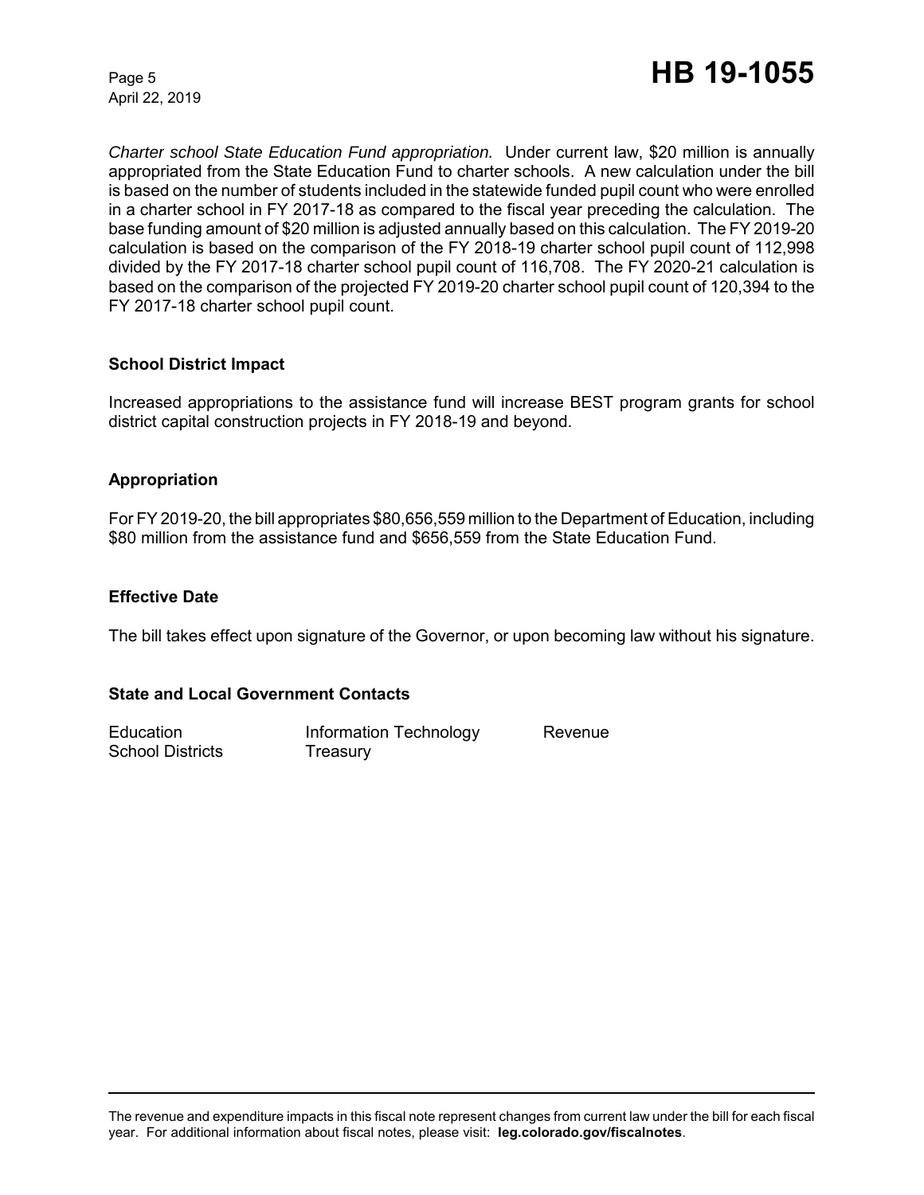*Charter school State Education Fund appropriation.* Under current law, $20 million is annually appropriated from the State Education Fund to charter schools. A new calculation under the bill is based on the number of students included in the statewide funded pupil count who were enrolled in a charter school in FY 2017-18 as compared to the fiscal year preceding the calculation. The base funding amount of $20 million is adjusted annually based on this calculation. The FY 2019-20 calculation is based on the comparison of the FY 2018-19 charter school pupil count of 112,998 divided by the FY 2017-18 charter school pupil count of 116,708. The FY 2020-21 calculation is based on the comparison of the projected FY 2019-20 charter school pupil count of 120,394 to the FY 2017-18 charter school pupil count.

### School District Impact

Increased appropriations to the assistance fund will increase BEST program grants for school district capital construction projects in FY 2018-19 and beyond.

### Appropriation

For FY 2019-20, the bill appropriates $80,656,559 million to the Department of Education, including $80 million from the assistance fund and $656,559 from the State Education Fund.

### Effective Date

The bill takes effect upon signature of the Governor, or upon becoming law without his signature.

### State and Local Government Contacts

| | | |
|---|---|---|
| Education | Information Technology | Revenue |
| School Districts | Treasury | |

The revenue and expenditure impacts in this fiscal note represent changes from current law under the bill for each fiscal year. For additional information about fiscal notes, please visit: **leg.colorado.gov/fiscalnotes**.